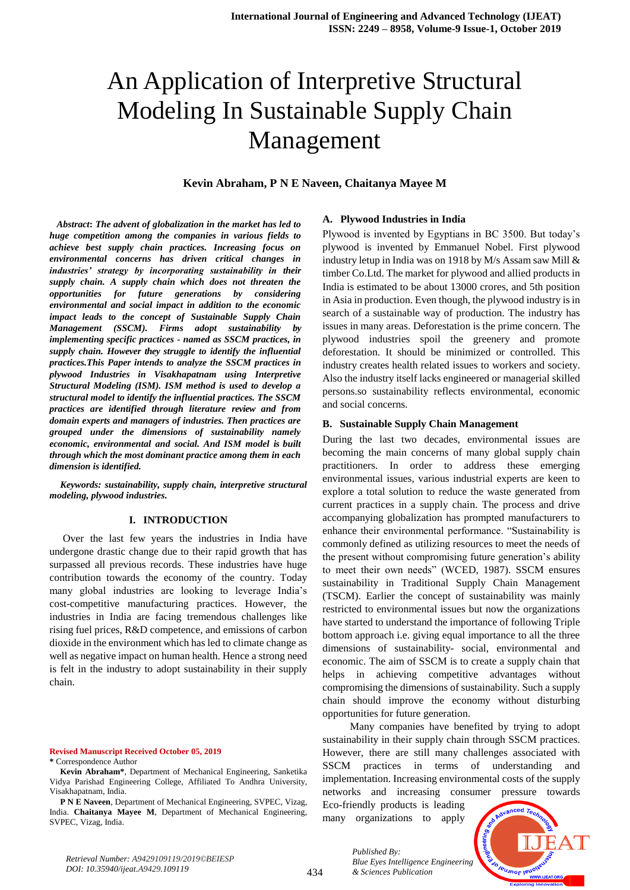# An Application of Interpretive Structural Modeling In Sustainable Supply Chain Management

**Kevin Abraham, P N E Naveen, Chaitanya Mayee M**

***Abstract*: *The advent of globalization in the market has led to huge competition among the companies in various fields to achieve best supply chain practices. Increasing focus on environmental concerns has driven critical changes in industries' strategy by incorporating sustainability in their supply chain. A supply chain which does not threaten the opportunities for future generations by considering environmental and social impact in addition to the economic impact leads to the concept of Sustainable Supply Chain Management (SSCM). Firms adopt sustainability by implementing specific practices - named as SSCM practices, in supply chain. However they struggle to identify the influential practices.This Paper intends to analyze the SSCM practices in plywood Industries in Visakhapatnam using Interpretive Structural Modeling (ISM). ISM method is used to develop a structural model to identify the influential practices. The SSCM practices are identified through literature review and from domain experts and managers of industries. Then practices are grouped under the dimensions of sustainability namely economic, environmental and social. And ISM model is built through which the most dominant practice among them in each dimension is identified.***

***Keywords: sustainability, supply chain, interpretive structural modeling, plywood industries.***

## I. INTRODUCTION

Over the last few years the industries in India have undergone drastic change due to their rapid growth that has surpassed all previous records. These industries have huge contribution towards the economy of the country. Today many global industries are looking to leverage India's cost-competitive manufacturing practices. However, the industries in India are facing tremendous challenges like rising fuel prices, R&D competence, and emissions of carbon dioxide in the environment which has led to climate change as well as negative impact on human health. Hence a strong need is felt in the industry to adopt sustainability in their supply chain.

### A. Plywood Industries in India

Plywood is invented by Egyptians in BC 3500. But today's plywood is invented by Emmanuel Nobel. First plywood industry letup in India was on 1918 by M/s Assam saw Mill & timber Co.Ltd. The market for plywood and allied products in India is estimated to be about 13000 crores, and 5th position in Asia in production. Even though, the plywood industry is in search of a sustainable way of production. The industry has issues in many areas. Deforestation is the prime concern. The plywood industries spoil the greenery and promote deforestation. It should be minimized or controlled. This industry creates health related issues to workers and society. Also the industry itself lacks engineered or managerial skilled persons.so sustainability reflects environmental, economic and social concerns.

### B. Sustainable Supply Chain Management

During the last two decades, environmental issues are becoming the main concerns of many global supply chain practitioners. In order to address these emerging environmental issues, various industrial experts are keen to explore a total solution to reduce the waste generated from current practices in a supply chain. The process and drive accompanying globalization has prompted manufacturers to enhance their environmental performance. "Sustainability is commonly defined as utilizing resources to meet the needs of the present without compromising future generation's ability to meet their own needs" (WCED, 1987). SSCM ensures sustainability in Traditional Supply Chain Management (TSCM). Earlier the concept of sustainability was mainly restricted to environmental issues but now the organizations have started to understand the importance of following Triple bottom approach i.e. giving equal importance to all the three dimensions of sustainability- social, environmental and economic. The aim of SSCM is to create a supply chain that helps in achieving competitive advantages without compromising the dimensions of sustainability. Such a supply chain should improve the economy without disturbing opportunities for future generation.

Many companies have benefited by trying to adopt sustainability in their supply chain through SSCM practices. However, there are still many challenges associated with SSCM practices in terms of understanding and implementation. Increasing environmental costs of the supply networks and increasing consumer pressure towards Eco-friendly products is leading many organizations to apply

---

**Revised Manuscript Received October 05, 2019**

**\*** Correspondence Author

**Kevin Abraham\***, Department of Mechanical Engineering, Sanketika Vidya Parishad Engineering College, Affiliated To Andhra University, Visakhapatnam, India.

**P N E Naveen**, Department of Mechanical Engineering, SVPEC, Vizag, India. **Chaitanya Mayee M**, Department of Mechanical Engineering, SVPEC, Vizag, India.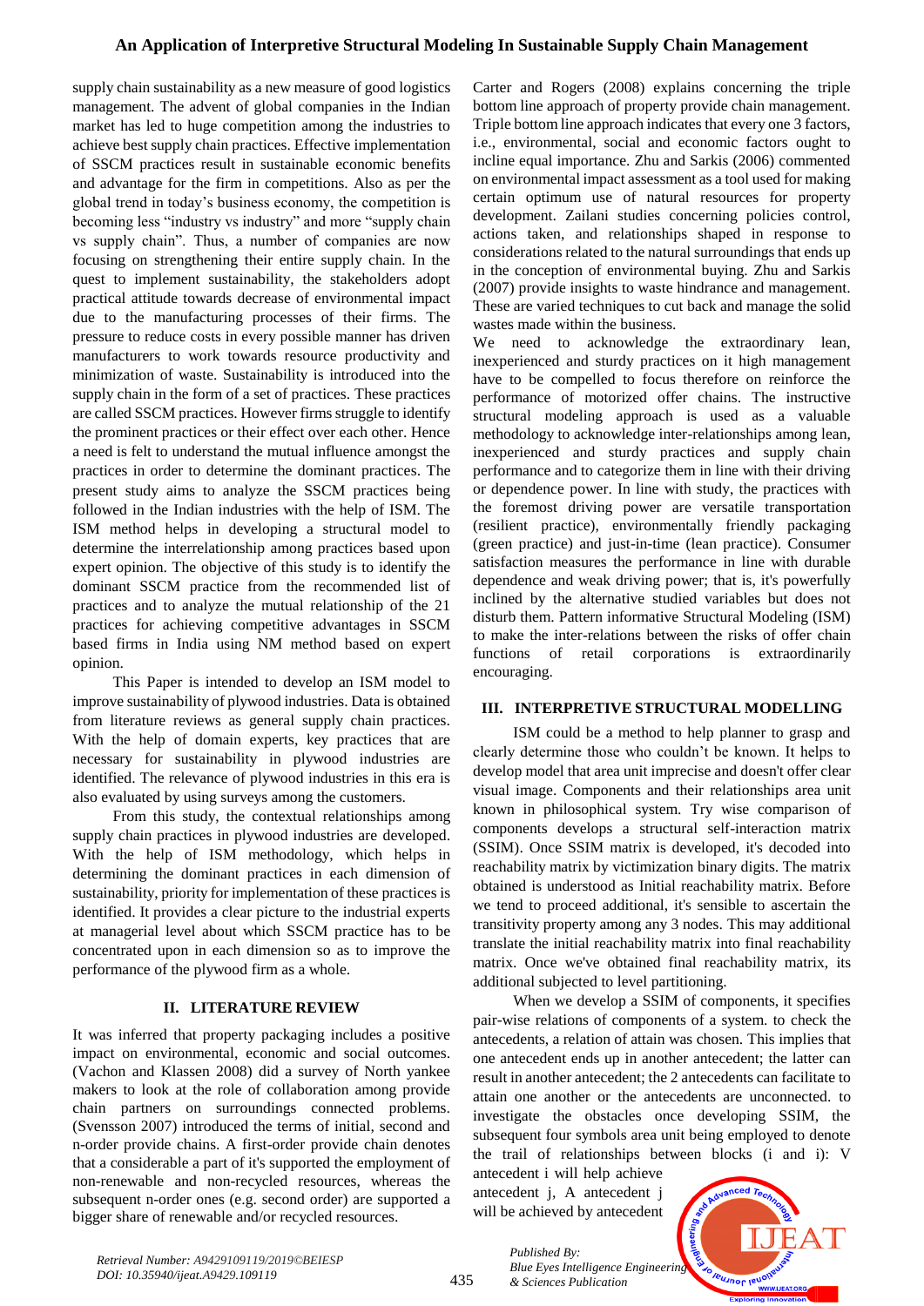supply chain sustainability as a new measure of good logistics management. The advent of global companies in the Indian market has led to huge competition among the industries to achieve best supply chain practices. Effective implementation of SSCM practices result in sustainable economic benefits and advantage for the firm in competitions. Also as per the global trend in today's business economy, the competition is becoming less "industry vs industry" and more "supply chain vs supply chain". Thus, a number of companies are now focusing on strengthening their entire supply chain. In the quest to implement sustainability, the stakeholders adopt practical attitude towards decrease of environmental impact due to the manufacturing processes of their firms. The pressure to reduce costs in every possible manner has driven manufacturers to work towards resource productivity and minimization of waste. Sustainability is introduced into the supply chain in the form of a set of practices. These practices are called SSCM practices. However firms struggle to identify the prominent practices or their effect over each other. Hence a need is felt to understand the mutual influence amongst the practices in order to determine the dominant practices. The present study aims to analyze the SSCM practices being followed in the Indian industries with the help of ISM. The ISM method helps in developing a structural model to determine the interrelationship among practices based upon expert opinion. The objective of this study is to identify the dominant SSCM practice from the recommended list of practices and to analyze the mutual relationship of the 21 practices for achieving competitive advantages in SSCM based firms in India using NM method based on expert opinion.

This Paper is intended to develop an ISM model to improve sustainability of plywood industries. Data is obtained from literature reviews as general supply chain practices. With the help of domain experts, key practices that are necessary for sustainability in plywood industries are identified. The relevance of plywood industries in this era is also evaluated by using surveys among the customers.

From this study, the contextual relationships among supply chain practices in plywood industries are developed. With the help of ISM methodology, which helps in determining the dominant practices in each dimension of sustainability, priority for implementation of these practices is identified. It provides a clear picture to the industrial experts at managerial level about which SSCM practice has to be concentrated upon in each dimension so as to improve the performance of the plywood firm as a whole.

## II. LITERATURE REVIEW

It was inferred that property packaging includes a positive impact on environmental, economic and social outcomes. (Vachon and Klassen 2008) did a survey of North yankee makers to look at the role of collaboration among provide chain partners on surroundings connected problems. (Svensson 2007) introduced the terms of initial, second and n-order provide chains. A first-order provide chain denotes that a considerable a part of it's supported the employment of non-renewable and non-recycled resources, whereas the subsequent n-order ones (e.g. second order) are supported a bigger share of renewable and/or recycled resources.

Carter and Rogers (2008) explains concerning the triple bottom line approach of property provide chain management. Triple bottom line approach indicates that every one 3 factors, i.e., environmental, social and economic factors ought to incline equal importance. Zhu and Sarkis (2006) commented on environmental impact assessment as a tool used for making certain optimum use of natural resources for property development. Zailani studies concerning policies control, actions taken, and relationships shaped in response to considerations related to the natural surroundings that ends up in the conception of environmental buying. Zhu and Sarkis (2007) provide insights to waste hindrance and management. These are varied techniques to cut back and manage the solid wastes made within the business.

We need to acknowledge the extraordinary lean, inexperienced and sturdy practices on it high management have to be compelled to focus therefore on reinforce the performance of motorized offer chains. The instructive structural modeling approach is used as a valuable methodology to acknowledge inter-relationships among lean, inexperienced and sturdy practices and supply chain performance and to categorize them in line with their driving or dependence power. In line with study, the practices with the foremost driving power are versatile transportation (resilient practice), environmentally friendly packaging (green practice) and just-in-time (lean practice). Consumer satisfaction measures the performance in line with durable dependence and weak driving power; that is, it's powerfully inclined by the alternative studied variables but does not disturb them. Pattern informative Structural Modeling (ISM) to make the inter-relations between the risks of offer chain functions of retail corporations is extraordinarily encouraging.

## III. INTERPRETIVE STRUCTURAL MODELLING

ISM could be a method to help planner to grasp and clearly determine those who couldn't be known. It helps to develop model that area unit imprecise and doesn't offer clear visual image. Components and their relationships area unit known in philosophical system. Try wise comparison of components develops a structural self-interaction matrix (SSIM). Once SSIM matrix is developed, it's decoded into reachability matrix by victimization binary digits. The matrix obtained is understood as Initial reachability matrix. Before we tend to proceed additional, it's sensible to ascertain the transitivity property among any 3 nodes. This may additional translate the initial reachability matrix into final reachability matrix. Once we've obtained final reachability matrix, its additional subjected to level partitioning.

When we develop a SSIM of components, it specifies pair-wise relations of components of a system. to check the antecedents, a relation of attain was chosen. This implies that one antecedent ends up in another antecedent; the latter can result in another antecedent; the 2 antecedents can facilitate to attain one another or the antecedents are unconnected. to investigate the obstacles once developing SSIM, the subsequent four symbols area unit being employed to denote the trail of relationships between blocks (i and i): V antecedent i will help achieve antecedent j, A antecedent j will be achieved by antecedent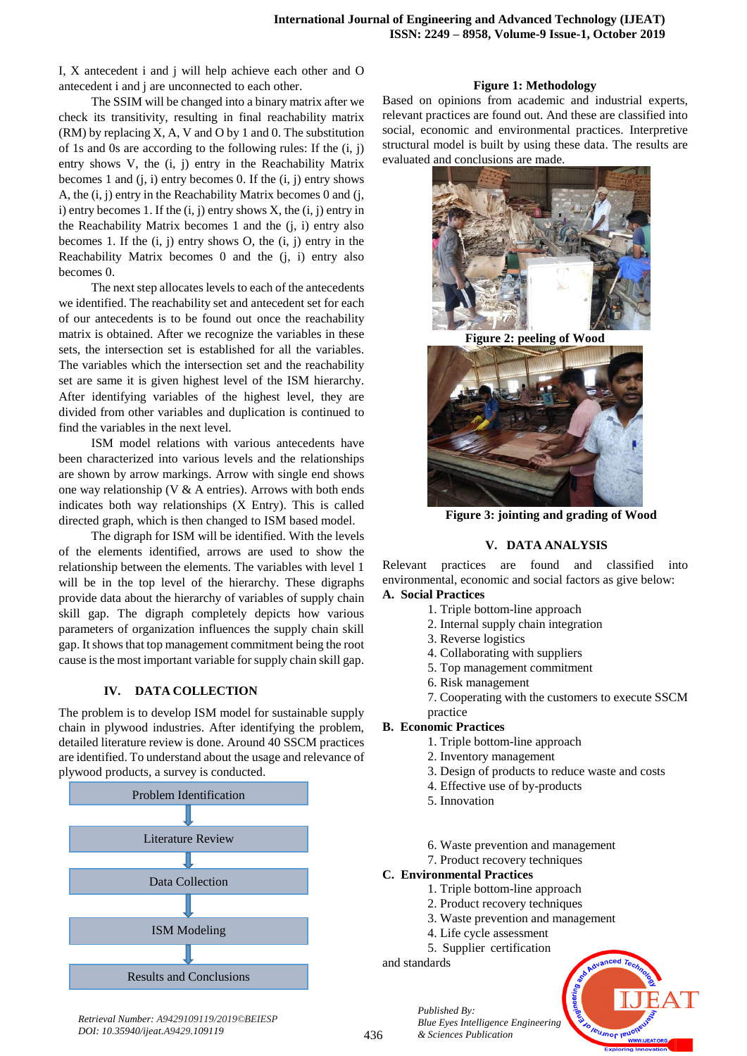I, X antecedent i and j will help achieve each other and O antecedent i and j are unconnected to each other.

The SSIM will be changed into a binary matrix after we check its transitivity, resulting in final reachability matrix (RM) by replacing X, A, V and O by 1 and 0. The substitution of 1s and 0s are according to the following rules: If the (i, j) entry shows V, the (i, j) entry in the Reachability Matrix becomes 1 and (j, i) entry becomes 0. If the (i, j) entry shows A, the (i, j) entry in the Reachability Matrix becomes 0 and (j, i) entry becomes 1. If the (i, j) entry shows X, the (i, j) entry in the Reachability Matrix becomes 1 and the (j, i) entry also becomes 1. If the (i, j) entry shows O, the (i, j) entry in the Reachability Matrix becomes 0 and the (j, i) entry also becomes 0.

The next step allocates levels to each of the antecedents we identified. The reachability set and antecedent set for each of our antecedents is to be found out once the reachability matrix is obtained. After we recognize the variables in these sets, the intersection set is established for all the variables. The variables which the intersection set and the reachability set are same it is given highest level of the ISM hierarchy. After identifying variables of the highest level, they are divided from other variables and duplication is continued to find the variables in the next level.

ISM model relations with various antecedents have been characterized into various levels and the relationships are shown by arrow markings. Arrow with single end shows one way relationship (V & A entries). Arrows with both ends indicates both way relationships (X Entry). This is called directed graph, which is then changed to ISM based model.

The digraph for ISM will be identified. With the levels of the elements identified, arrows are used to show the relationship between the elements. The variables with level 1 will be in the top level of the hierarchy. These digraphs provide data about the hierarchy of variables of supply chain skill gap. The digraph completely depicts how various parameters of organization influences the supply chain skill gap. It shows that top management commitment being the root cause is the most important variable for supply chain skill gap.

## IV. DATA COLLECTION

The problem is to develop ISM model for sustainable supply chain in plywood industries. After identifying the problem, detailed literature review is done. Around 40 SSCM practices are identified. To understand about the usage and relevance of plywood products, a survey is conducted.

Problem Identification → Literature Review → Data Collection → ISM Modeling → Results and Conclusions

**Figure 1: Methodology**

Based on opinions from academic and industrial experts, relevant practices are found out. And these are classified into social, economic and environmental practices. Interpretive structural model is built by using these data. The results are evaluated and conclusions are made.

**Figure 2: peeling of Wood**

**Figure 3: jointing and grading of Wood**

## V. DATA ANALYSIS

Relevant practices are found and classified into environmental, economic and social factors as give below:

**A. Social Practices**

1. Triple bottom-line approach
2. Internal supply chain integration
3. Reverse logistics
4. Collaborating with suppliers
5. Top management commitment
6. Risk management
7. Cooperating with the customers to execute SSCM practice

**B. Economic Practices**

1. Triple bottom-line approach
2. Inventory management
3. Design of products to reduce waste and costs
4. Effective use of by-products
5. Innovation
6. Waste prevention and management
7. Product recovery techniques

**C. Environmental Practices**

1. Triple bottom-line approach
2. Product recovery techniques
3. Waste prevention and management
4. Life cycle assessment
5. Supplier certification and standards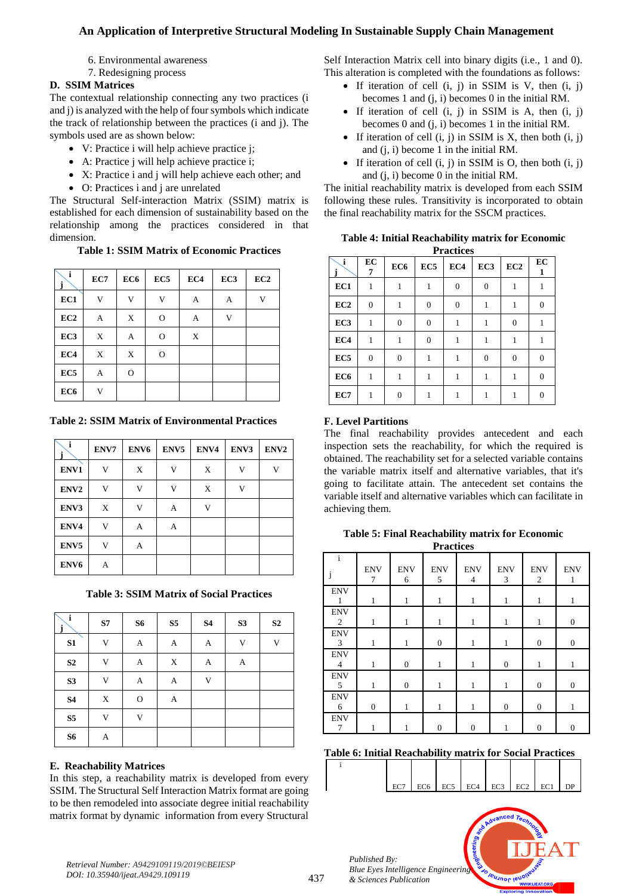6. Environmental awareness
7. Redesigning process

### D. SSIM Matrices

The contextual relationship connecting any two practices (i and j) is analyzed with the help of four symbols which indicate the track of relationship between the practices (i and j). The symbols used are as shown below:

- V: Practice i will help achieve practice j;
- A: Practice j will help achieve practice i;
- X: Practice i and j will help achieve each other; and
- O: Practices i and j are unrelated

The Structural Self-interaction Matrix (SSIM) matrix is established for each dimension of sustainability based on the relationship among the practices considered in that dimension.

**Table 1: SSIM Matrix of Economic Practices**

| i \ j | EC7 | EC6 | EC5 | EC4 | EC3 | EC2 |
|---|---|---|---|---|---|---|
| EC1 | V | V | V | A | A | V |
| EC2 | A | X | O | A | V | |
| EC3 | X | A | O | X | | |
| EC4 | X | X | O | | | |
| EC5 | A | O | | | | |
| EC6 | V | | | | | |

**Table 2: SSIM Matrix of Environmental Practices**

| i \ j | ENV7 | ENV6 | ENV5 | ENV4 | ENV3 | ENV2 |
|---|---|---|---|---|---|---|
| ENV1 | V | X | V | X | V | V |
| ENV2 | V | V | V | X | V | |
| ENV3 | X | V | A | V | | |
| ENV4 | V | A | A | | | |
| ENV5 | V | A | | | | |
| ENV6 | A | | | | | |

**Table 3: SSIM Matrix of Social Practices**

| i \ j | S7 | S6 | S5 | S4 | S3 | S2 |
|---|---|---|---|---|---|---|
| S1 | V | A | A | A | V | V |
| S2 | V | A | X | A | A | |
| S3 | V | A | A | V | | |
| S4 | X | O | A | | | |
| S5 | V | V | | | | |
| S6 | A | | | | | |

### E. Reachability Matrices

In this step, a reachability matrix is developed from every SSIM. The Structural Self Interaction Matrix format are going to be then remodeled into associate degree initial reachability matrix format by dynamic information from every Structural Self Interaction Matrix cell into binary digits (i.e., 1 and 0). This alteration is completed with the foundations as follows:

- If iteration of cell (i, j) in SSIM is V, then (i, j) becomes 1 and (j, i) becomes 0 in the initial RM.
- If iteration of cell (i, j) in SSIM is A, then (i, j) becomes 0 and (j, i) becomes 1 in the initial RM.
- If iteration of cell (i, j) in SSIM is X, then both (i, j) and (j, i) become 1 in the initial RM.
- If iteration of cell (i, j) in SSIM is O, then both (i, j) and (j, i) become 0 in the initial RM.

The initial reachability matrix is developed from each SSIM following these rules. Transitivity is incorporated to obtain the final reachability matrix for the SSCM practices.

**Table 4: Initial Reachability matrix for Economic Practices**

| i \ j | EC7 | EC6 | EC5 | EC4 | EC3 | EC2 | EC1 |
|---|---|---|---|---|---|---|---|
| EC1 | 1 | 1 | 1 | 0 | 0 | 1 | 1 |
| EC2 | 0 | 1 | 0 | 0 | 1 | 1 | 0 |
| EC3 | 1 | 0 | 0 | 1 | 1 | 0 | 1 |
| EC4 | 1 | 1 | 0 | 1 | 1 | 1 | 1 |
| EC5 | 0 | 0 | 1 | 1 | 0 | 0 | 0 |
| EC6 | 1 | 1 | 1 | 1 | 1 | 1 | 0 |
| EC7 | 1 | 0 | 1 | 1 | 1 | 1 | 0 |

### F. Level Partitions

The final reachability provides antecedent and each inspection sets the reachability, for which the required is obtained. The reachability set for a selected variable contains the variable matrix itself and alternative variables, that it's going to facilitate attain. The antecedent set contains the variable itself and alternative variables which can facilitate in achieving them.

**Table 5: Final Reachability matrix for Economic Practices**

| i \ j | ENV 7 | ENV 6 | ENV 5 | ENV 4 | ENV 3 | ENV 2 | ENV 1 |
|---|---|---|---|---|---|---|---|
| ENV 1 | 1 | 1 | 1 | 1 | 1 | 1 | 1 |
| ENV 2 | 1 | 1 | 1 | 1 | 1 | 1 | 0 |
| ENV 3 | 1 | 1 | 0 | 1 | 1 | 0 | 0 |
| ENV 4 | 1 | 0 | 1 | 1 | 0 | 1 | 1 |
| ENV 5 | 1 | 0 | 1 | 1 | 1 | 0 | 0 |
| ENV 6 | 0 | 1 | 1 | 1 | 0 | 0 | 1 |
| ENV 7 | 1 | 1 | 0 | 0 | 1 | 0 | 0 |

**Table 6: Initial Reachability matrix for Social Practices**

| i | EC7 | EC6 | EC5 | EC4 | EC3 | EC2 | EC1 | DP |
|---|---|---|---|---|---|---|---|---|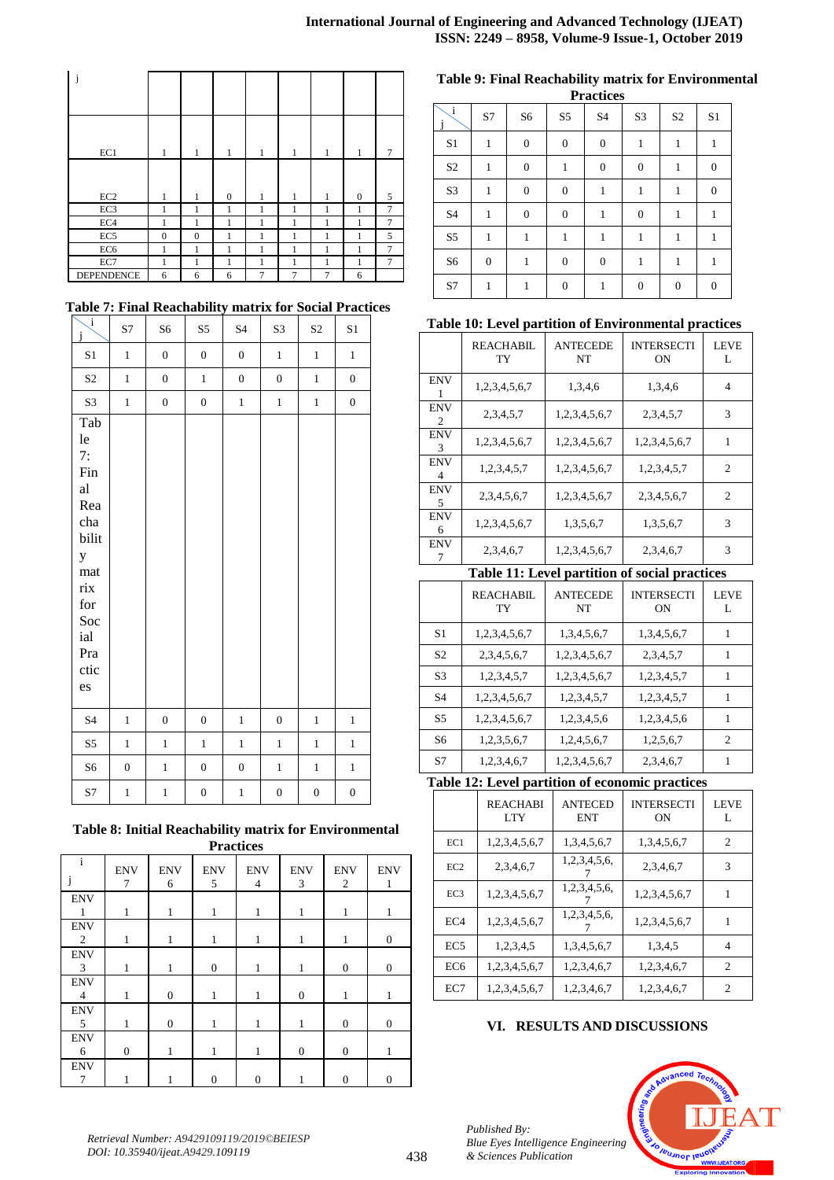| j | | | | | | | | |
|---|---|---|---|---|---|---|---|---|
| EC1 | 1 | 1 | 1 | 1 | 1 | 1 | 1 | 7 |
| EC2 | 1 | 1 | 0 | 1 | 1 | 1 | 0 | 5 |
| EC3 | 1 | 1 | 1 | 1 | 1 | 1 | 1 | 7 |
| EC4 | 1 | 1 | 1 | 1 | 1 | 1 | 1 | 7 |
| EC5 | 0 | 0 | 1 | 1 | 1 | 1 | 1 | 5 |
| EC6 | 1 | 1 | 1 | 1 | 1 | 1 | 1 | 7 |
| EC7 | 1 | 1 | 1 | 1 | 1 | 1 | 1 | 7 |
| DEPENDENCE | 6 | 6 | 6 | 7 | 7 | 7 | 6 | |

**Table 7: Final Reachability matrix for Social Practices**

| i / j | S7 | S6 | S5 | S4 | S3 | S2 | S1 |
|---|---|---|---|---|---|---|---|
| S1 | 1 | 0 | 0 | 0 | 1 | 1 | 1 |
| S2 | 1 | 0 | 1 | 0 | 0 | 1 | 0 |
| S3 | 1 | 0 | 0 | 1 | 1 | 1 | 0 |
| Table 7: Final Reachability matrix for Social Practices | | | | | | | |
| S4 | 1 | 0 | 0 | 1 | 0 | 1 | 1 |
| S5 | 1 | 1 | 1 | 1 | 1 | 1 | 1 |
| S6 | 0 | 1 | 0 | 0 | 1 | 1 | 1 |
| S7 | 1 | 1 | 0 | 1 | 0 | 0 | 0 |

**Table 8: Initial Reachability matrix for Environmental Practices**

| i / j | ENV 7 | ENV 6 | ENV 5 | ENV 4 | ENV 3 | ENV 2 | ENV 1 |
|---|---|---|---|---|---|---|---|
| ENV 1 | 1 | 1 | 1 | 1 | 1 | 1 | 1 |
| ENV 2 | 1 | 1 | 1 | 1 | 1 | 1 | 0 |
| ENV 3 | 1 | 1 | 0 | 1 | 1 | 0 | 0 |
| ENV 4 | 1 | 0 | 1 | 1 | 0 | 1 | 1 |
| ENV 5 | 1 | 0 | 1 | 1 | 1 | 0 | 0 |
| ENV 6 | 0 | 1 | 1 | 1 | 0 | 0 | 1 |
| ENV 7 | 1 | 1 | 0 | 0 | 1 | 0 | 0 |

**Table 9: Final Reachability matrix for Environmental Practices**

| i / j | S7 | S6 | S5 | S4 | S3 | S2 | S1 |
|---|---|---|---|---|---|---|---|
| S1 | 1 | 0 | 0 | 0 | 1 | 1 | 1 |
| S2 | 1 | 0 | 1 | 0 | 0 | 1 | 0 |
| S3 | 1 | 0 | 0 | 1 | 1 | 1 | 0 |
| S4 | 1 | 0 | 0 | 1 | 0 | 1 | 1 |
| S5 | 1 | 1 | 1 | 1 | 1 | 1 | 1 |
| S6 | 0 | 1 | 0 | 0 | 1 | 1 | 1 |
| S7 | 1 | 1 | 0 | 1 | 0 | 0 | 0 |

**Table 10: Level partition of Environmental practices**

| | REACHABILITY | ANTECEDENT | INTERSECTION | LEVEL |
|---|---|---|---|---|
| ENV 1 | 1,2,3,4,5,6,7 | 1,3,4,6 | 1,3,4,6 | 4 |
| ENV 2 | 2,3,4,5,7 | 1,2,3,4,5,6,7 | 2,3,4,5,7 | 3 |
| ENV 3 | 1,2,3,4,5,6,7 | 1,2,3,4,5,6,7 | 1,2,3,4,5,6,7 | 1 |
| ENV 4 | 1,2,3,4,5,7 | 1,2,3,4,5,6,7 | 1,2,3,4,5,7 | 2 |
| ENV 5 | 2,3,4,5,6,7 | 1,2,3,4,5,6,7 | 2,3,4,5,6,7 | 2 |
| ENV 6 | 1,2,3,4,5,6,7 | 1,3,5,6,7 | 1,3,5,6,7 | 3 |
| ENV 7 | 2,3,4,6,7 | 1,2,3,4,5,6,7 | 2,3,4,6,7 | 3 |

**Table 11: Level partition of social practices**

| | REACHABILITY | ANTECEDENT | INTERSECTION | LEVEL |
|---|---|---|---|---|
| S1 | 1,2,3,4,5,6,7 | 1,3,4,5,6,7 | 1,3,4,5,6,7 | 1 |
| S2 | 2,3,4,5,6,7 | 1,2,3,4,5,6,7 | 2,3,4,5,7 | 1 |
| S3 | 1,2,3,4,5,7 | 1,2,3,4,5,6,7 | 1,2,3,4,5,7 | 1 |
| S4 | 1,2,3,4,5,6,7 | 1,2,3,4,5,7 | 1,2,3,4,5,7 | 1 |
| S5 | 1,2,3,4,5,6,7 | 1,2,3,4,5,6 | 1,2,3,4,5,6 | 1 |
| S6 | 1,2,3,5,6,7 | 1,2,4,5,6,7 | 1,2,5,6,7 | 2 |
| S7 | 1,2,3,4,6,7 | 1,2,3,4,5,6,7 | 2,3,4,6,7 | 1 |

**Table 12: Level partition of economic practices**

| | REACHABILITY | ANTECEDENT | INTERSECTION | LEVEL |
|---|---|---|---|---|
| EC1 | 1,2,3,4,5,6,7 | 1,3,4,5,6,7 | 1,3,4,5,6,7 | 2 |
| EC2 | 2,3,4,6,7 | 1,2,3,4,5,6,7 | 2,3,4,6,7 | 3 |
| EC3 | 1,2,3,4,5,6,7 | 1,2,3,4,5,6,7 | 1,2,3,4,5,6,7 | 1 |
| EC4 | 1,2,3,4,5,6,7 | 1,2,3,4,5,6,7 | 1,2,3,4,5,6,7 | 1 |
| EC5 | 1,2,3,4,5 | 1,3,4,5,6,7 | 1,3,4,5 | 4 |
| EC6 | 1,2,3,4,5,6,7 | 1,2,3,4,6,7 | 1,2,3,4,6,7 | 2 |
| EC7 | 1,2,3,4,5,6,7 | 1,2,3,4,6,7 | 1,2,3,4,6,7 | 2 |

## VI. RESULTS AND DISCUSSIONS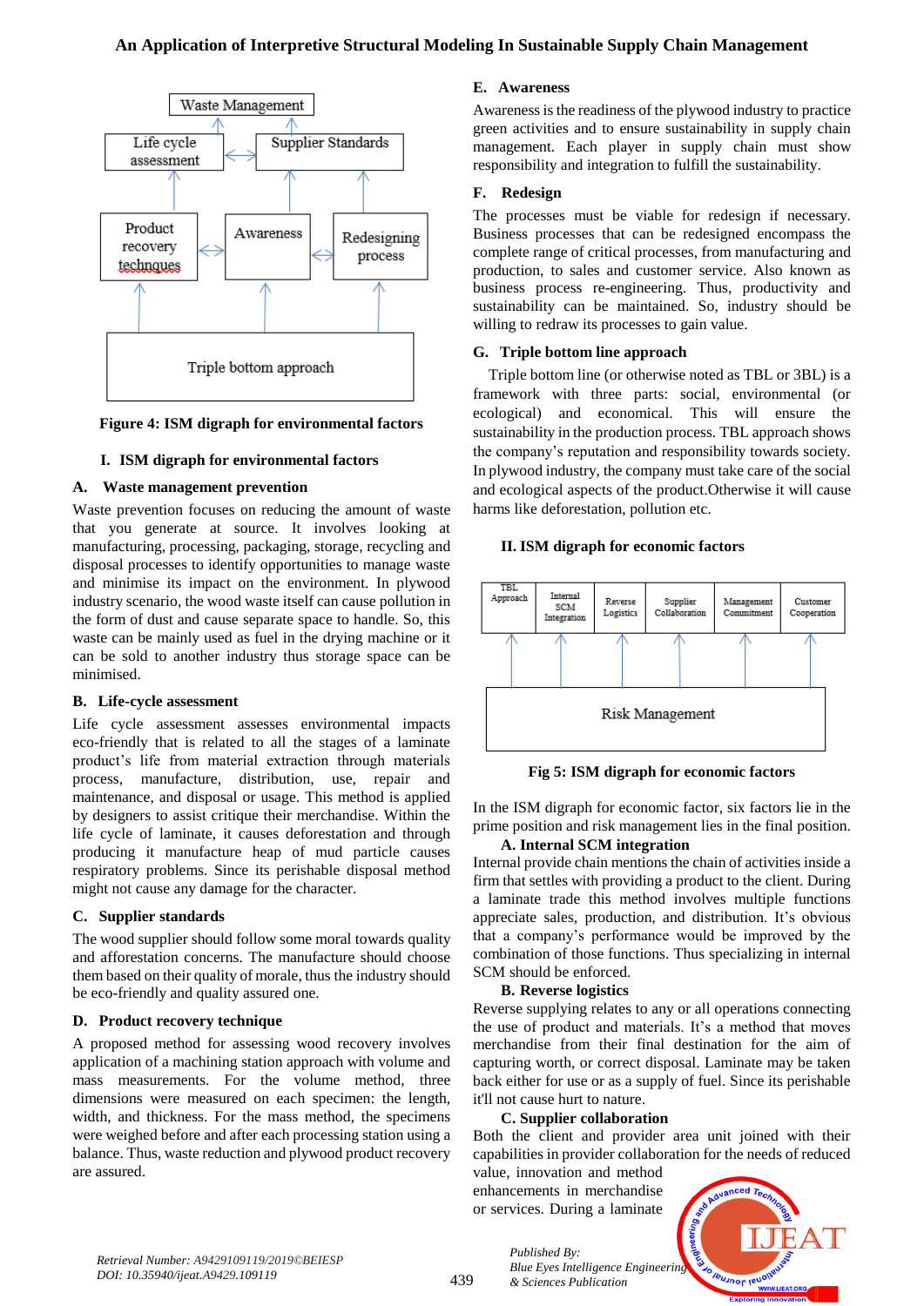Figure 4: ISM digraph for environmental factors

## I. ISM digraph for environmental factors

### A. Waste management prevention

Waste prevention focuses on reducing the amount of waste that you generate at source. It involves looking at manufacturing, processing, packaging, storage, recycling and disposal processes to identify opportunities to manage waste and minimise its impact on the environment. In plywood industry scenario, the wood waste itself can cause pollution in the form of dust and cause separate space to handle. So, this waste can be mainly used as fuel in the drying machine or it can be sold to another industry thus storage space can be minimised.

### B. Life-cycle assessment

Life cycle assessment assesses environmental impacts eco-friendly that is related to all the stages of a laminate product's life from material extraction through materials process, manufacture, distribution, use, repair and maintenance, and disposal or usage. This method is applied by designers to assist critique their merchandise. Within the life cycle of laminate, it causes deforestation and through producing it manufacture heap of mud particle causes respiratory problems. Since its perishable disposal method might not cause any damage for the character.

### C. Supplier standards

The wood supplier should follow some moral towards quality and afforestation causes. The manufacture should choose them based on their quality of morale, thus the industry should be eco-friendly and quality assured one.

### D. Product recovery technique

A proposed method for assessing wood recovery involves application of a machining station approach with volume and mass measurements. For the volume method, three dimensions were measured on each specimen: the length, width, and thickness. For the mass method, the specimens were weighed before and after each processing station using a balance. Thus, waste reduction and plywood product recovery are assured.

### E. Awareness

Awareness is the readiness of the plywood industry to practice green activities and to ensure sustainability in supply chain management. Each player in supply chain must show responsibility and integration to fulfill the sustainability.

### F. Redesign

The processes must be viable for redesign if necessary. Business processes that can be redesigned encompass the complete range of critical processes, from manufacturing and production, to sales and customer service. Also known as business process re-engineering. Thus, productivity and sustainability can be maintained. So, industry should be willing to redraw its processes to gain value.

### G. Triple bottom line approach

Triple bottom line (or otherwise noted as TBL or 3BL) is a framework with three parts: social, environmental (or ecological) and economical. This will ensure the sustainability in the production process. TBL approach shows the company's reputation and responsibility towards society. In plywood industry, the company must take care of the social and ecological aspects of the product.Otherwise it will cause harms like deforestation, pollution etc.

## II. ISM digraph for economic factors

Fig 5: ISM digraph for economic factors

In the ISM digraph for economic factor, six factors lie in the prime position and risk management lies in the final position.

### A. Internal SCM integration

Internal provide chain mentions the chain of activities inside a firm that settles with providing a product to the client. During a laminate trade this method involves multiple functions appreciate sales, production, and distribution. It's obvious that a company's performance would be improved by the combination of those functions. Thus specializing in internal SCM should be enforced.

### B. Reverse logistics

Reverse supplying relates to any or all operations connecting the use of product and materials. It's a method that moves merchandise from their final destination for the aim of capturing worth, or correct disposal. Laminate may be taken back either for use or as a supply of fuel. Since its perishable it'll not cause hurt to nature.

### C. Supplier collaboration

Both the client and provider area unit joined with their capabilities in provider collaboration for the needs of reduced value, innovation and method enhancements in merchandise or services. During a laminate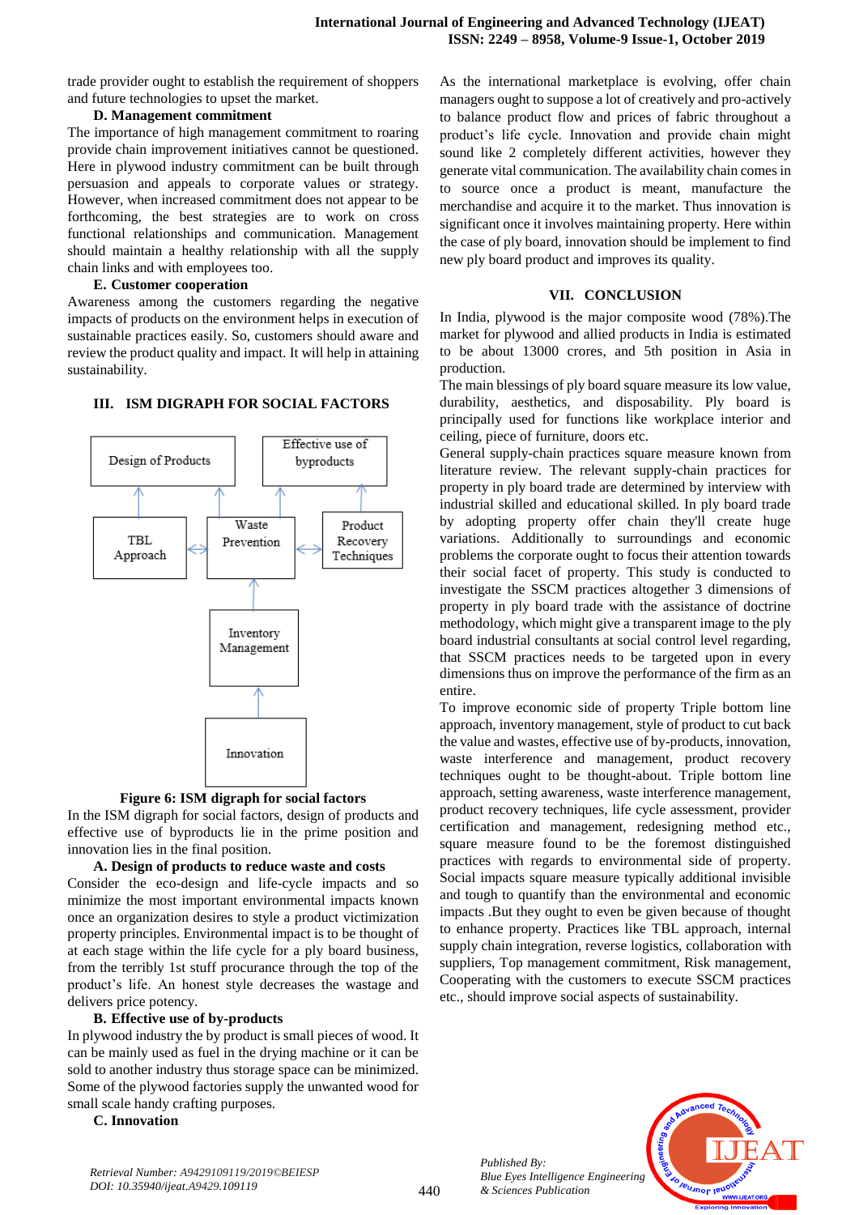trade provider ought to establish the requirement of shoppers and future technologies to upset the market.

**D. Management commitment**

The importance of high management commitment to roaring provide chain improvement initiatives cannot be questioned. Here in plywood industry commitment can be built through persuasion and appeals to corporate values or strategy. However, when increased commitment does not appear to be forthcoming, the best strategies are to work on cross functional relationships and communication. Management should maintain a healthy relationship with all the supply chain links and with employees too.

**E. Customer cooperation**

Awareness among the customers regarding the negative impacts of products on the environment helps in execution of sustainable practices easily. So, customers should aware and review the product quality and impact. It will help in attaining sustainability.

## III. ISM DIGRAPH FOR SOCIAL FACTORS

Design of Products | Effective use of byproducts | TBL Approach | Waste Prevention | Product Recovery Techniques | Inventory Management | Innovation

**Figure 6: ISM digraph for social factors**

In the ISM digraph for social factors, design of products and effective use of byproducts lie in the prime position and innovation lies in the final position.

**A. Design of products to reduce waste and costs**

Consider the eco-design and life-cycle impacts and so minimize the most important environmental impacts known once an organization desires to style a product victimization property principles. Environmental impact is to be thought of at each stage within the life cycle for a ply board business, from the terribly 1st stuff procurance through the top of the product's life. An honest style decreases the wastage and delivers price potency.

**B. Effective use of by-products**

In plywood industry the by product is small pieces of wood. It can be mainly used as fuel in the drying machine or it can be sold to another industry thus storage space can be minimized. Some of the plywood factories supply the unwanted wood for small scale handy crafting purposes.

**C. Innovation**

As the international marketplace is evolving, offer chain managers ought to suppose a lot of creatively and pro-actively to balance product flow and prices of fabric throughout a product's life cycle. Innovation and provide chain might sound like 2 completely different activities, however they generate vital communication. The availability chain comes in to source once a product is meant, manufacture the merchandise and acquire it to the market. Thus innovation is significant once it involves maintaining property. Here within the case of ply board, innovation should be implement to find new ply board product and improves its quality.

## VII. CONCLUSION

In India, plywood is the major composite wood (78%).The market for plywood and allied products in India is estimated to be about 13000 crores, and 5th position in Asia in production.

The main blessings of ply board square measure its low value, durability, aesthetics, and disposability. Ply board is principally used for functions like workplace interior and ceiling, piece of furniture, doors etc.

General supply-chain practices square measure known from literature review. The relevant supply-chain practices for property in ply board trade are determined by interview with industrial skilled and educational skilled. In ply board trade by adopting property offer chain they'll create huge variations. Additionally to surroundings and economic problems the corporate ought to focus their attention towards their social facet of property. This study is conducted to investigate the SSCM practices altogether 3 dimensions of property in ply board trade with the assistance of doctrine methodology, which might give a transparent image to the ply board industrial consultants at social control level regarding, that SSCM practices needs to be targeted upon in every dimensions thus on improve the performance of the firm as an entire.

To improve economic side of property Triple bottom line approach, inventory management, style of product to cut back the value and wastes, effective use of by-products, innovation, waste interference and management, product recovery techniques ought to be thought-about. Triple bottom line approach, setting awareness, waste interference management, product recovery techniques, life cycle assessment, provider certification and management, redesigning method etc., square measure found to be the foremost distinguished practices with regards to environmental side of property. Social impacts square measure typically additional invisible and tough to quantify than the environmental and economic impacts .But they ought to even be given because of thought to enhance property. Practices like TBL approach, internal supply chain integration, reverse logistics, collaboration with suppliers, Top management commitment, Risk management, Cooperating with the customers to execute SSCM practices etc., should improve social aspects of sustainability.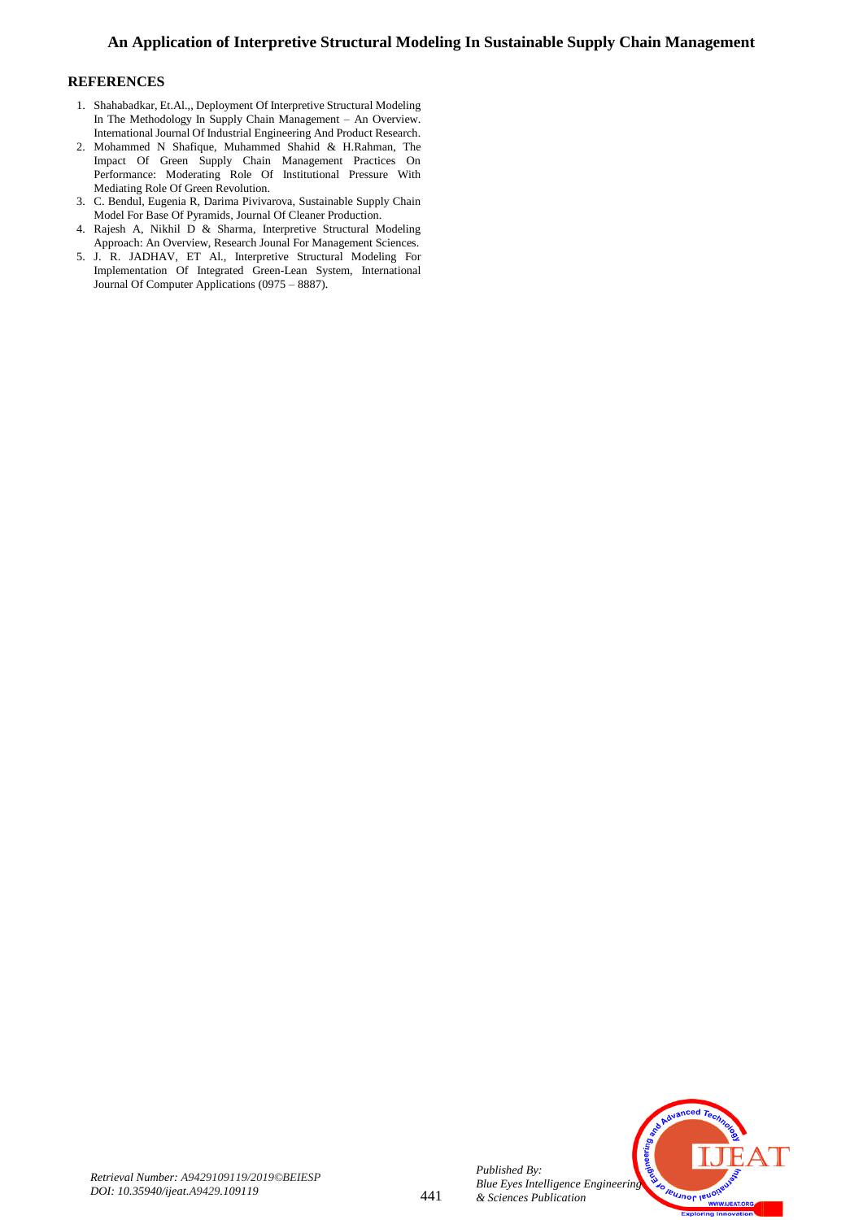## REFERENCES

1. Shahabadkar, Et.Al.,, Deployment Of Interpretive Structural Modeling In The Methodology In Supply Chain Management – An Overview. International Journal Of Industrial Engineering And Product Research.
2. Mohammed N Shafique, Muhammed Shahid & H.Rahman, The Impact Of Green Supply Chain Management Practices On Performance: Moderating Role Of Institutional Pressure With Mediating Role Of Green Revolution.
3. C. Bendul, Eugenia R, Darima Pivivarova, Sustainable Supply Chain Model For Base Of Pyramids, Journal Of Cleaner Production.
4. Rajesh A, Nikhil D & Sharma, Interpretive Structural Modeling Approach: An Overview, Research Jounal For Management Sciences.
5. J. R. JADHAV, ET Al., Interpretive Structural Modeling For Implementation Of Integrated Green-Lean System, International Journal Of Computer Applications (0975 – 8887).